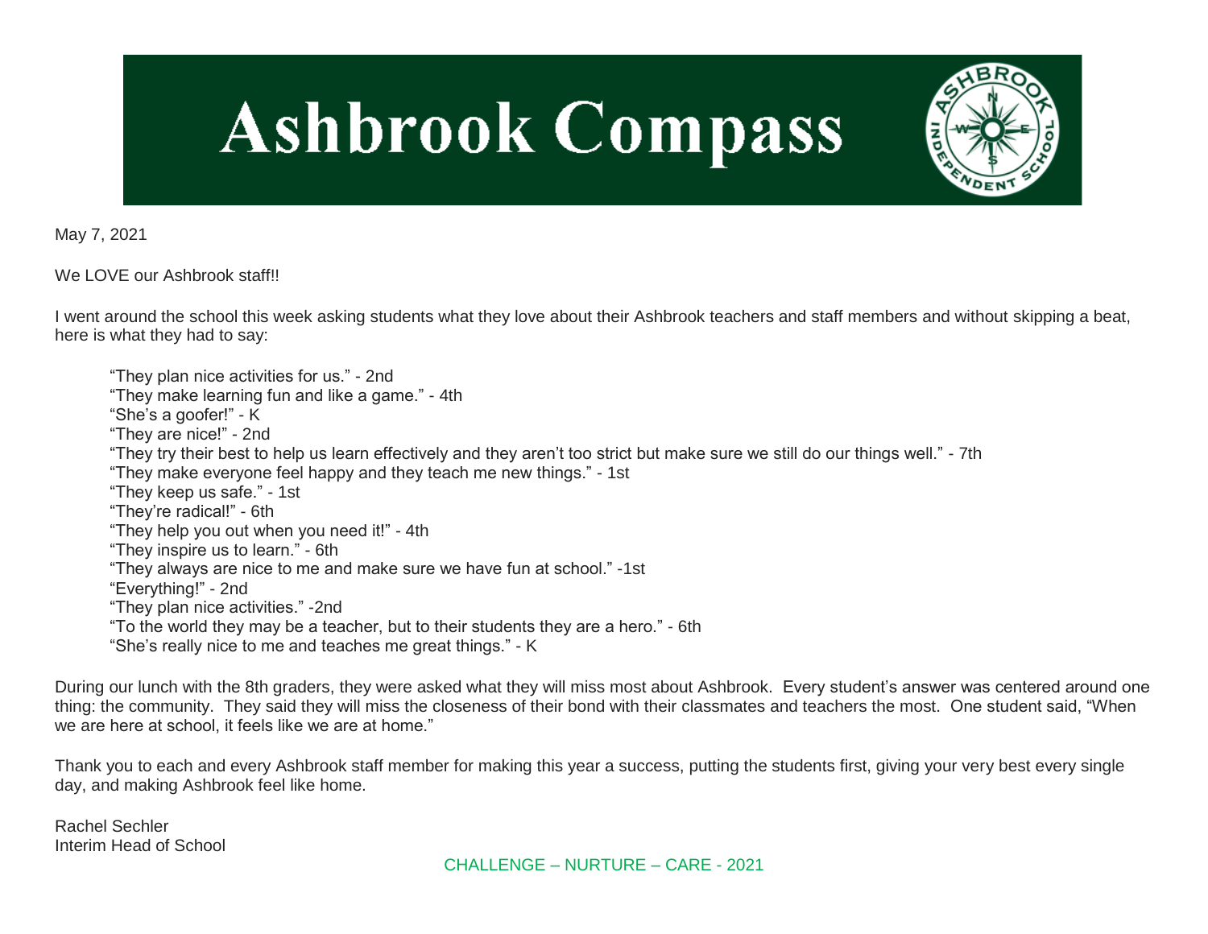# Ashbrook Compass

May 7, 2021

We LOVE our Ashbrook staff!!

I went around the school this week asking students what they love about their Ashbrook teachers and staff members and without skipping a beat, here is what they had to say:

> "They plan nice activities for us." - 2nd
> "They make learning fun and like a game." - 4th
> "She's a goofer!" - K
> "They are nice!" - 2nd
> "They try their best to help us learn effectively and they aren't too strict but make sure we still do our things well." - 7th
> "They make everyone feel happy and they teach me new things." - 1st
> "They keep us safe." - 1st
> "They're radical!" - 6th
> "They help you out when you need it!" - 4th
> "They inspire us to learn." - 6th
> "They always are nice to me and make sure we have fun at school." -1st
> "Everything!" - 2nd
> "They plan nice activities." -2nd
> "To the world they may be a teacher, but to their students they are a hero." - 6th
> "She's really nice to me and teaches me great things." - K

During our lunch with the 8th graders, they were asked what they will miss most about Ashbrook. Every student's answer was centered around one thing: the community. They said they will miss the closeness of their bond with their classmates and teachers the most. One student said, "When we are here at school, it feels like we are at home."

Thank you to each and every Ashbrook staff member for making this year a success, putting the students first, giving your very best every single day, and making Ashbrook feel like home.

Rachel Sechler
Interim Head of School

CHALLENGE – NURTURE – CARE - 2021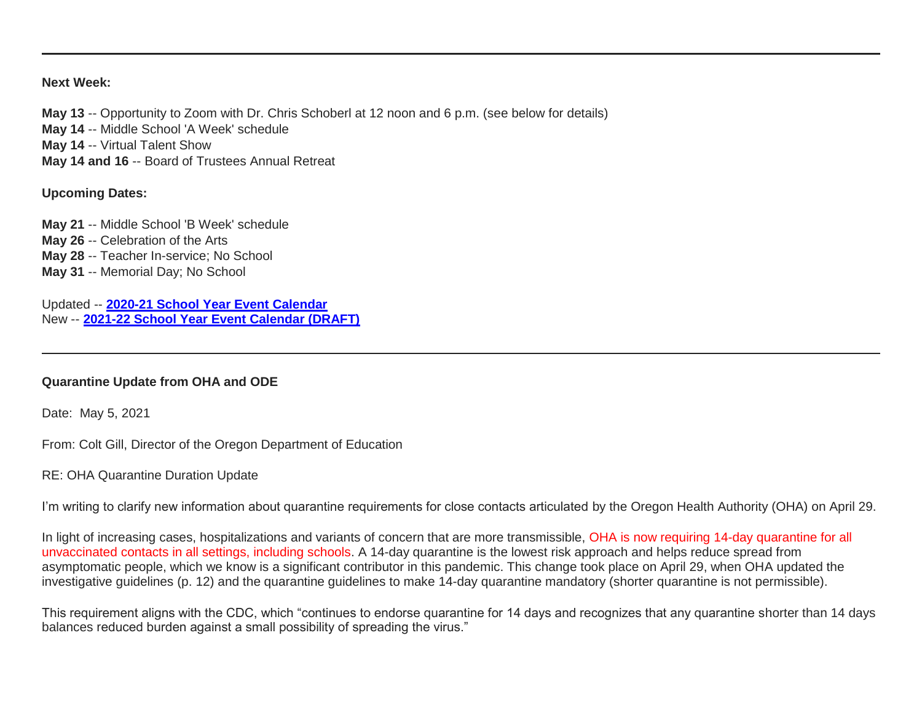---

**Next Week:**

**May 13** -- Opportunity to Zoom with Dr. Chris Schoberl at 12 noon and 6 p.m. (see below for details)
**May 14** -- Middle School 'A Week' schedule
**May 14** -- Virtual Talent Show
**May 14 and 16** -- Board of Trustees Annual Retreat

**Upcoming Dates:**

**May 21** -- Middle School 'B Week' schedule
**May 26** -- Celebration of the Arts
**May 28** -- Teacher In-service; No School
**May 31** -- Memorial Day; No School

Updated -- **2020-21 School Year Event Calendar**
New -- **2021-22 School Year Event Calendar (DRAFT)**

---

**Quarantine Update from OHA and ODE**

Date: May 5, 2021

From: Colt Gill, Director of the Oregon Department of Education

RE: OHA Quarantine Duration Update

I'm writing to clarify new information about quarantine requirements for close contacts articulated by the Oregon Health Authority (OHA) on April 29.

In light of increasing cases, hospitalizations and variants of concern that are more transmissible, OHA is now requiring 14-day quarantine for all unvaccinated contacts in all settings, including schools. A 14-day quarantine is the lowest risk approach and helps reduce spread from asymptomatic people, which we know is a significant contributor in this pandemic. This change took place on April 29, when OHA updated the investigative guidelines (p. 12) and the quarantine guidelines to make 14-day quarantine mandatory (shorter quarantine is not permissible).

This requirement aligns with the CDC, which "continues to endorse quarantine for 14 days and recognizes that any quarantine shorter than 14 days balances reduced burden against a small possibility of spreading the virus."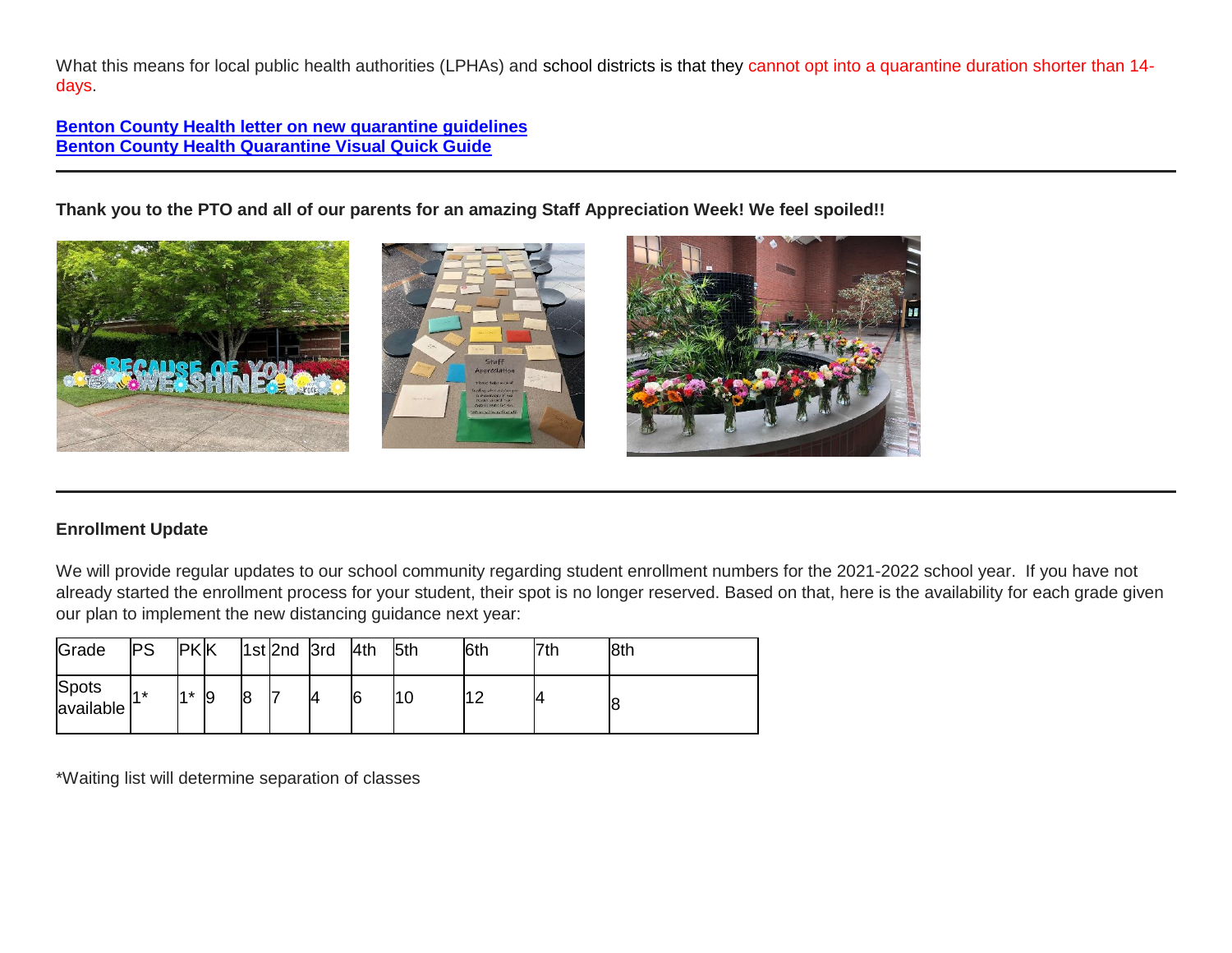What this means for local public health authorities (LPHAs) and school districts is that they cannot opt into a quarantine duration shorter than 14-days.

**Benton County Health letter on new quarantine guidelines**
**Benton County Health Quarantine Visual Quick Guide**

---

**Thank you to the PTO and all of our parents for an amazing Staff Appreciation Week! We feel spoiled!!**

---

**Enrollment Update**

We will provide regular updates to our school community regarding student enrollment numbers for the 2021-2022 school year. If you have not already started the enrollment process for your student, their spot is no longer reserved. Based on that, here is the availability for each grade given our plan to implement the new distancing guidance next year:

| Grade | PS | PK | K | 1st | 2nd | 3rd | 4th | 5th | 6th | 7th | 8th |
|---|---|---|---|---|---|---|---|---|---|---|---|
| Spots available | 1* | 1* | 9 | 8 | 7 | 4 | 6 | 10 | 12 | 4 | 8 |

*Waiting list will determine separation of classes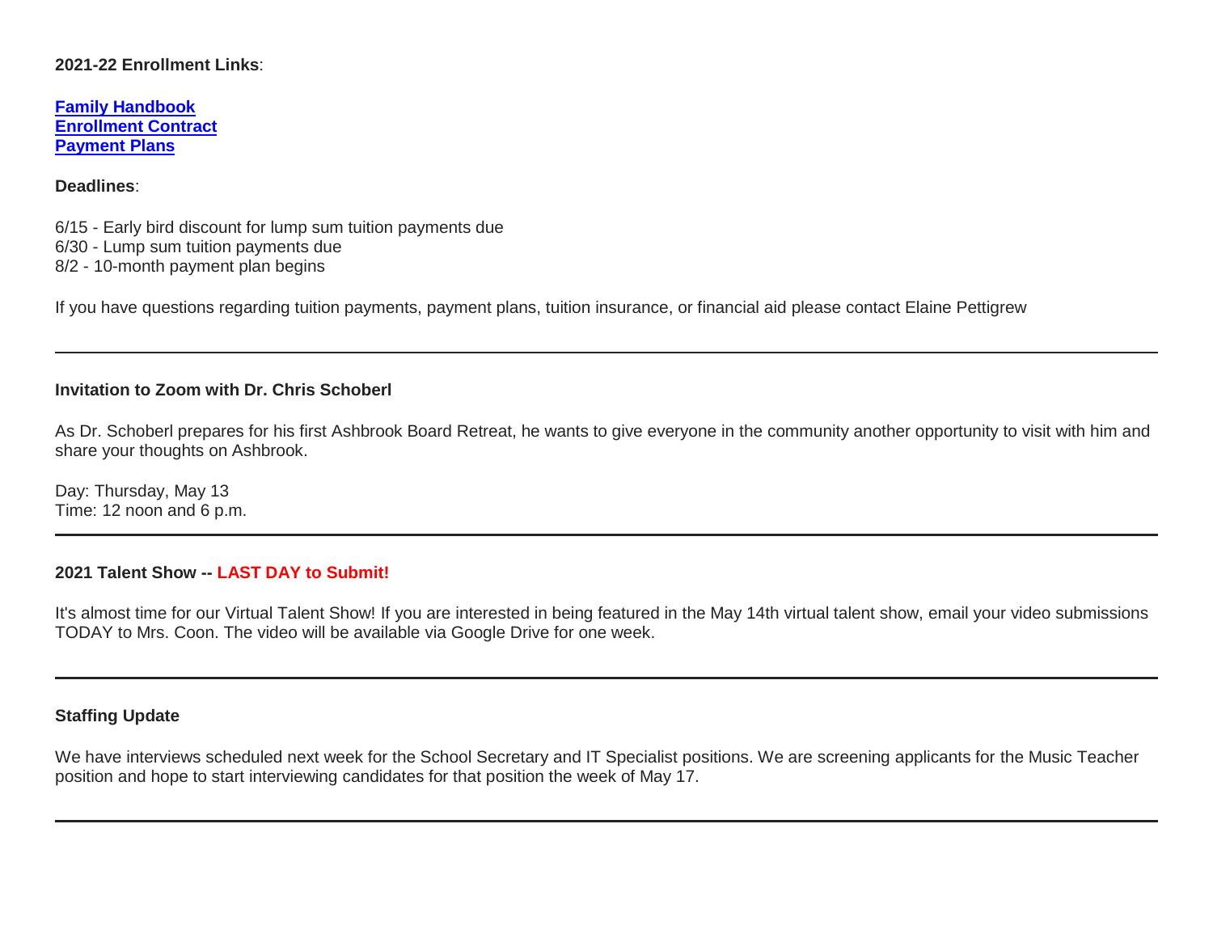**2021-22 Enrollment Links**:

**[Family Handbook]()**
**[Enrollment Contract]()**
**[Payment Plans]()**

**Deadlines**:

6/15 - Early bird discount for lump sum tuition payments due
6/30 - Lump sum tuition payments due
8/2 - 10-month payment plan begins

If you have questions regarding tuition payments, payment plans, tuition insurance, or financial aid please contact Elaine Pettigrew

---

**Invitation to Zoom with Dr. Chris Schoberl**

As Dr. Schoberl prepares for his first Ashbrook Board Retreat, he wants to give everyone in the community another opportunity to visit with him and share your thoughts on Ashbrook.

Day: Thursday, May 13
Time: 12 noon and 6 p.m.

---

**2021 Talent Show -- LAST DAY to Submit!**

It's almost time for our Virtual Talent Show! If you are interested in being featured in the May 14th virtual talent show, email your video submissions TODAY to Mrs. Coon. The video will be available via Google Drive for one week.

---

**Staffing Update**

We have interviews scheduled next week for the School Secretary and IT Specialist positions. We are screening applicants for the Music Teacher position and hope to start interviewing candidates for that position the week of May 17.

---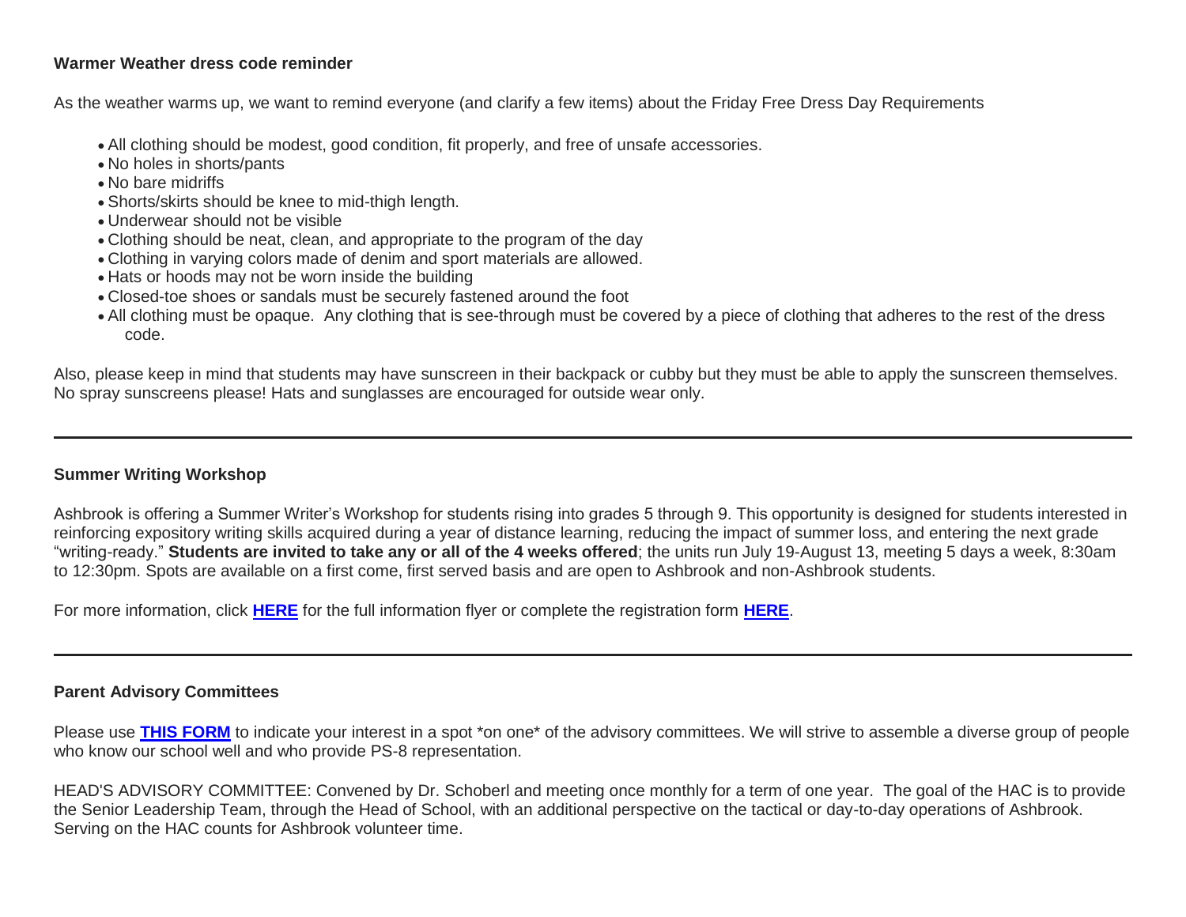**Warmer Weather dress code reminder**

As the weather warms up, we want to remind everyone (and clarify a few items) about the Friday Free Dress Day Requirements

- All clothing should be modest, good condition, fit properly, and free of unsafe accessories.
- No holes in shorts/pants
- No bare midriffs
- Shorts/skirts should be knee to mid-thigh length.
- Underwear should not be visible
- Clothing should be neat, clean, and appropriate to the program of the day
- Clothing in varying colors made of denim and sport materials are allowed.
- Hats or hoods may not be worn inside the building
- Closed-toe shoes or sandals must be securely fastened around the foot
- All clothing must be opaque. Any clothing that is see-through must be covered by a piece of clothing that adheres to the rest of the dress code.

Also, please keep in mind that students may have sunscreen in their backpack or cubby but they must be able to apply the sunscreen themselves. No spray sunscreens please! Hats and sunglasses are encouraged for outside wear only.

---

**Summer Writing Workshop**

Ashbrook is offering a Summer Writer's Workshop for students rising into grades 5 through 9. This opportunity is designed for students interested in reinforcing expository writing skills acquired during a year of distance learning, reducing the impact of summer loss, and entering the next grade "writing-ready." **Students are invited to take any or all of the 4 weeks offered**; the units run July 19-August 13, meeting 5 days a week, 8:30am to 12:30pm. Spots are available on a first come, first served basis and are open to Ashbrook and non-Ashbrook students.

For more information, click **HERE** for the full information flyer or complete the registration form **HERE**.

---

**Parent Advisory Committees**

Please use **THIS FORM** to indicate your interest in a spot *on one* of the advisory committees. We will strive to assemble a diverse group of people who know our school well and who provide PS-8 representation.

HEAD'S ADVISORY COMMITTEE: Convened by Dr. Schoberl and meeting once monthly for a term of one year. The goal of the HAC is to provide the Senior Leadership Team, through the Head of School, with an additional perspective on the tactical or day-to-day operations of Ashbrook. Serving on the HAC counts for Ashbrook volunteer time.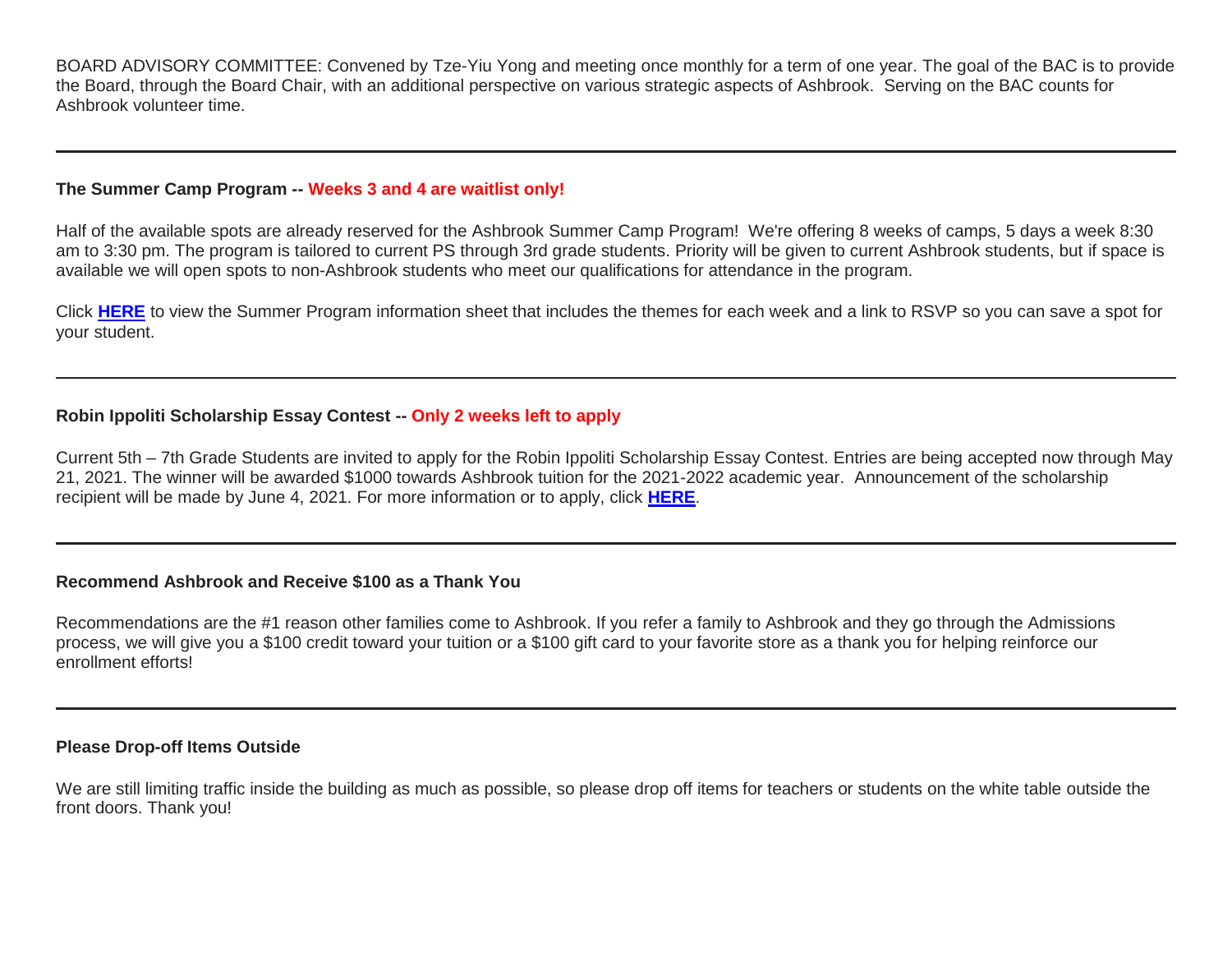BOARD ADVISORY COMMITTEE: Convened by Tze-Yiu Yong and meeting once monthly for a term of one year. The goal of the BAC is to provide the Board, through the Board Chair, with an additional perspective on various strategic aspects of Ashbrook. Serving on the BAC counts for Ashbrook volunteer time.

---

**The Summer Camp Program -- Weeks 3 and 4 are waitlist only!**

Half of the available spots are already reserved for the Ashbrook Summer Camp Program! We're offering 8 weeks of camps, 5 days a week 8:30 am to 3:30 pm. The program is tailored to current PS through 3rd grade students. Priority will be given to current Ashbrook students, but if space is available we will open spots to non-Ashbrook students who meet our qualifications for attendance in the program.

Click **HERE** to view the Summer Program information sheet that includes the themes for each week and a link to RSVP so you can save a spot for your student.

---

**Robin Ippoliti Scholarship Essay Contest -- Only 2 weeks left to apply**

Current 5th – 7th Grade Students are invited to apply for the Robin Ippoliti Scholarship Essay Contest. Entries are being accepted now through May 21, 2021. The winner will be awarded $1000 towards Ashbrook tuition for the 2021-2022 academic year. Announcement of the scholarship recipient will be made by June 4, 2021. For more information or to apply, click **HERE**.

---

**Recommend Ashbrook and Receive $100 as a Thank You**

Recommendations are the #1 reason other families come to Ashbrook. If you refer a family to Ashbrook and they go through the Admissions process, we will give you a $100 credit toward your tuition or a $100 gift card to your favorite store as a thank you for helping reinforce our enrollment efforts!

---

**Please Drop-off Items Outside**

We are still limiting traffic inside the building as much as possible, so please drop off items for teachers or students on the white table outside the front doors. Thank you!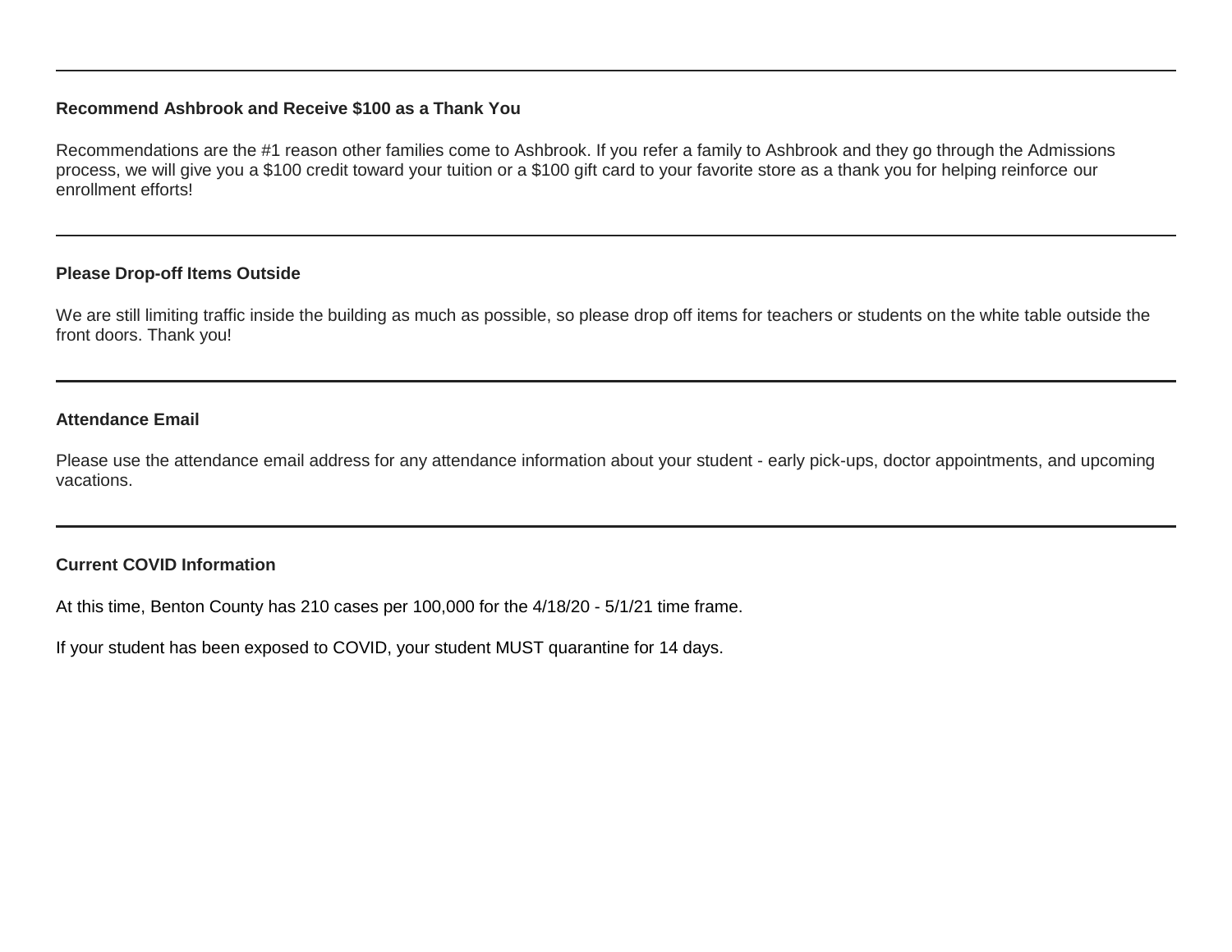---

**Recommend Ashbrook and Receive $100 as a Thank You**

Recommendations are the #1 reason other families come to Ashbrook. If you refer a family to Ashbrook and they go through the Admissions process, we will give you a $100 credit toward your tuition or a $100 gift card to your favorite store as a thank you for helping reinforce our enrollment efforts!

---

**Please Drop-off Items Outside**

We are still limiting traffic inside the building as much as possible, so please drop off items for teachers or students on the white table outside the front doors. Thank you!

---

**Attendance Email**

Please use the attendance email address for any attendance information about your student - early pick-ups, doctor appointments, and upcoming vacations.

---

**Current COVID Information**

At this time, Benton County has 210 cases per 100,000 for the 4/18/20 - 5/1/21 time frame.

If your student has been exposed to COVID, your student MUST quarantine for 14 days.